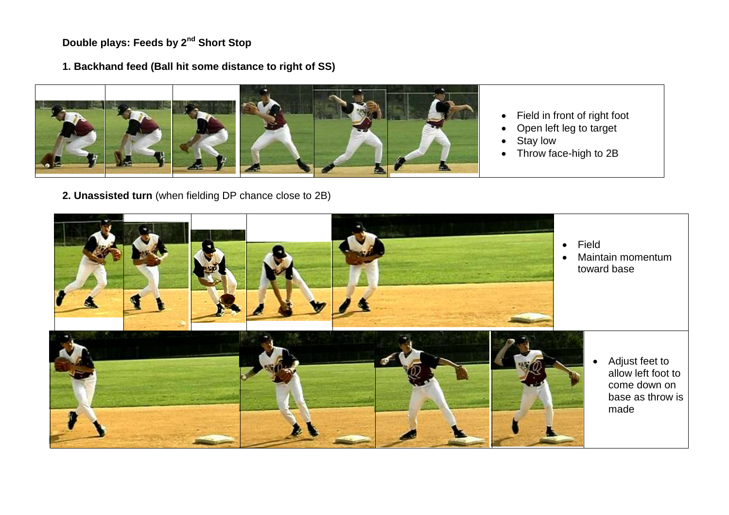**Double plays: Feeds by 2nd Short Stop**

**1. Backhand feed (Ball hit some distance to right of SS)**

- Field in front of right foot
- Open left leg to target
- Stay low
- Throw face-high to 2B

**2. Unassisted turn** (when fielding DP chance close to 2B)

- Field
- Maintain momentum toward base

- Adjust feet to allow left foot to come down on base as throw is made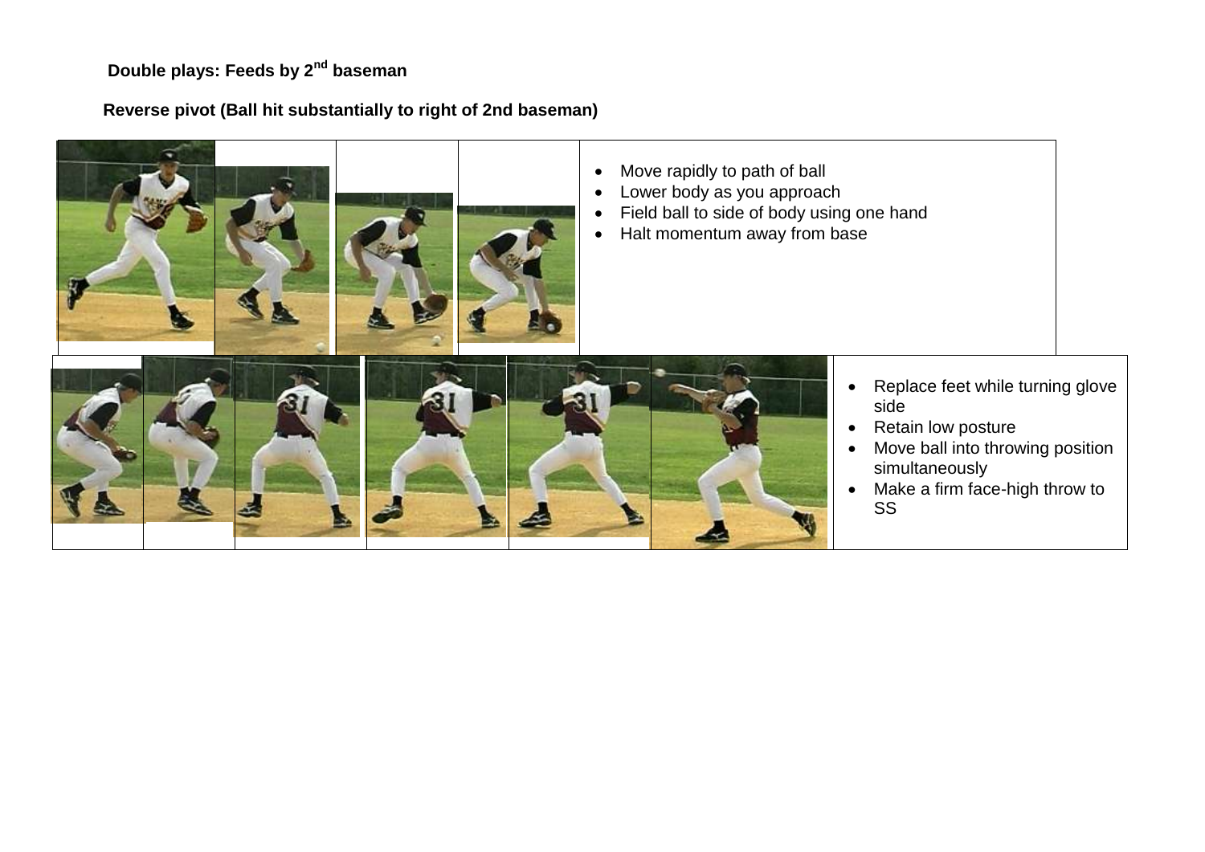**Double plays: Feeds by 2nd baseman**

**Reverse pivot (Ball hit substantially to right of 2nd baseman)**

- Move rapidly to path of ball
- Lower body as you approach
- Field ball to side of body using one hand
- Halt momentum away from base

- Replace feet while turning glove side
- Retain low posture
- Move ball into throwing position simultaneously
- Make a firm face-high throw to SS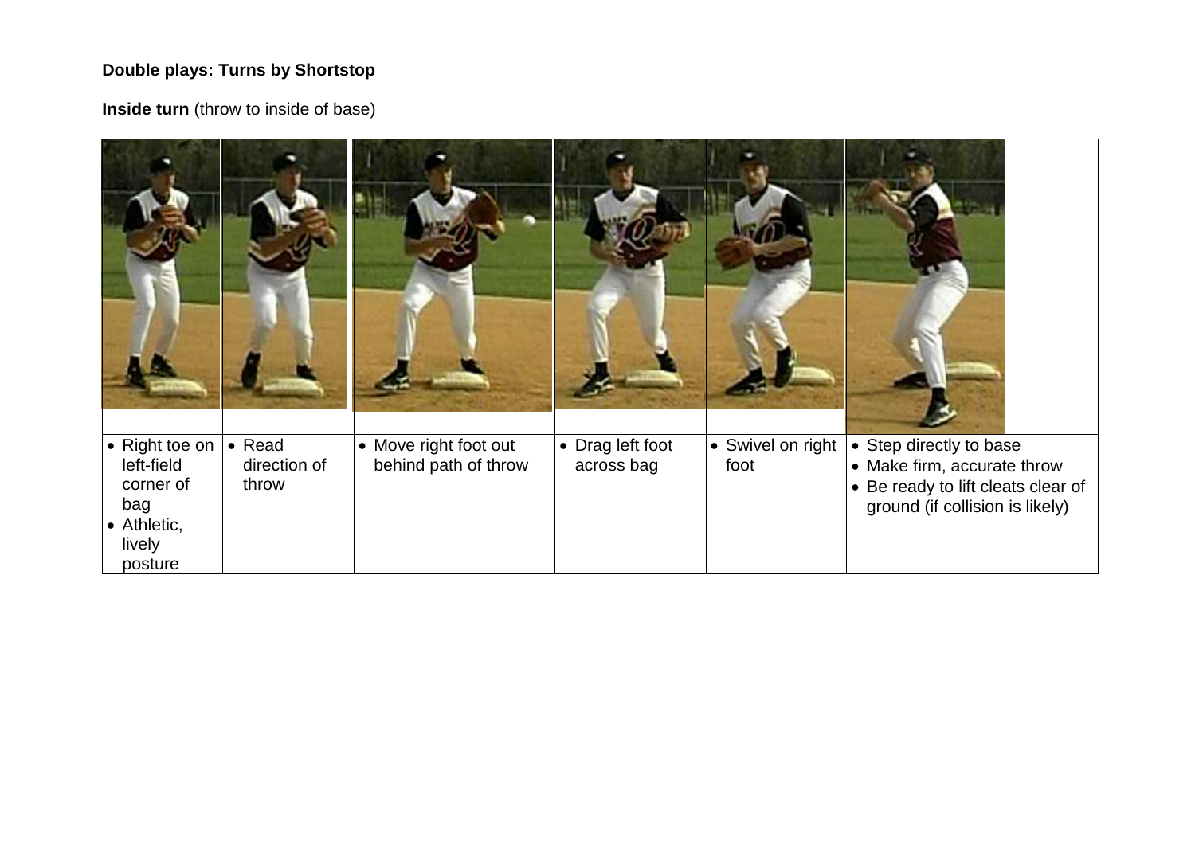**Double plays: Turns by Shortstop**

**Inside turn** (throw to inside of base)

| | | | | | |
|---|---|---|---|---|---|
| • Right toe on left-field corner of bag<br>• Athletic, lively posture | • Read direction of throw | • Move right foot out behind path of throw | • Drag left foot across bag | • Swivel on right foot | • Step directly to base<br>• Make firm, accurate throw<br>• Be ready to lift cleats clear of ground (if collision is likely) |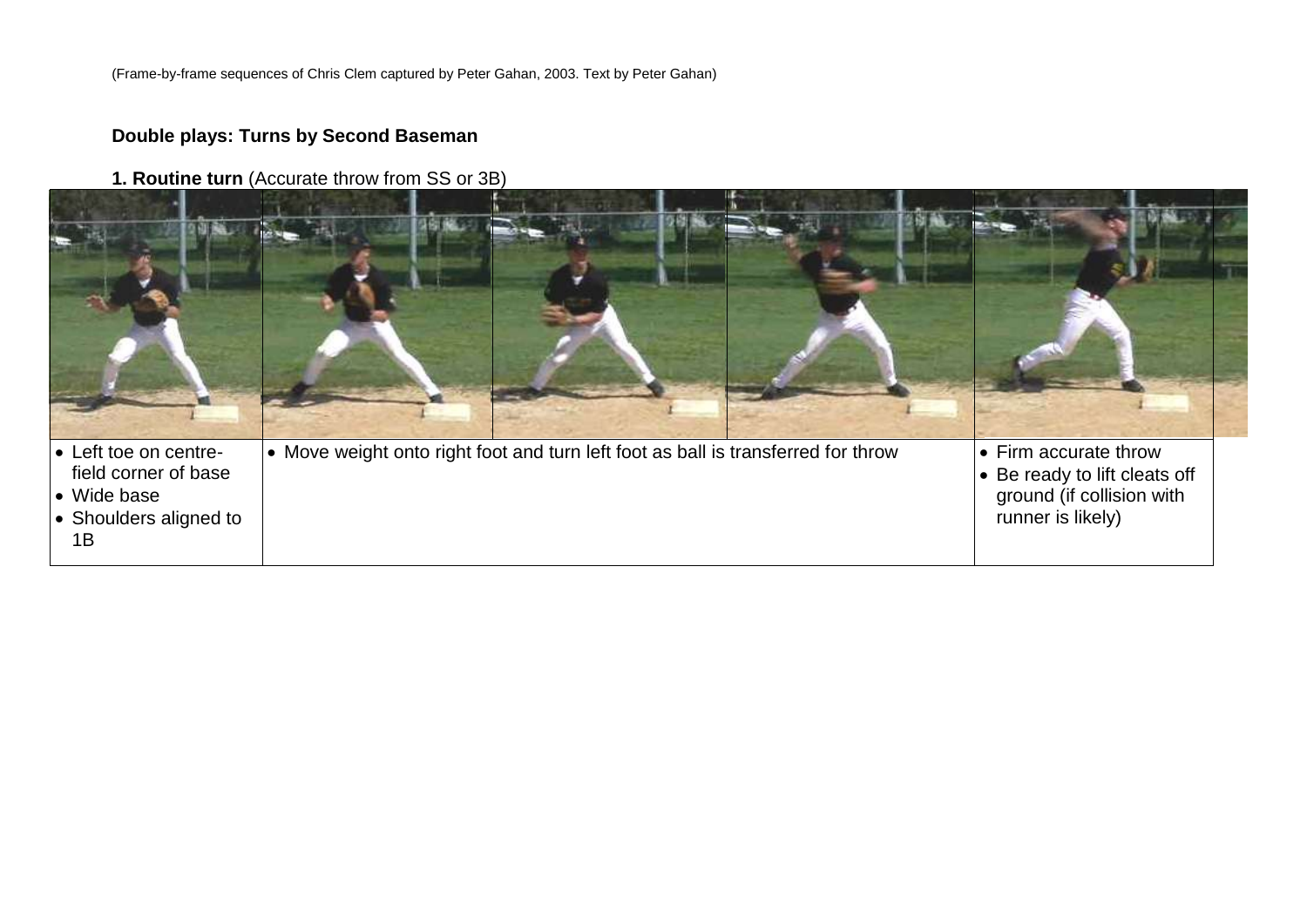(Frame-by-frame sequences of Chris Clem captured by Peter Gahan, 2003. Text by Peter Gahan)

## Double plays: Turns by Second Baseman

### 1. Routine turn (Accurate throw from SS or 3B)

| | | |
|---|---|---|
| • Left toe on centre-field corner of base<br>• Wide base<br>• Shoulders aligned to 1B | • Move weight onto right foot and turn left foot as ball is transferred for throw | • Firm accurate throw<br>• Be ready to lift cleats off ground (if collision with runner is likely) |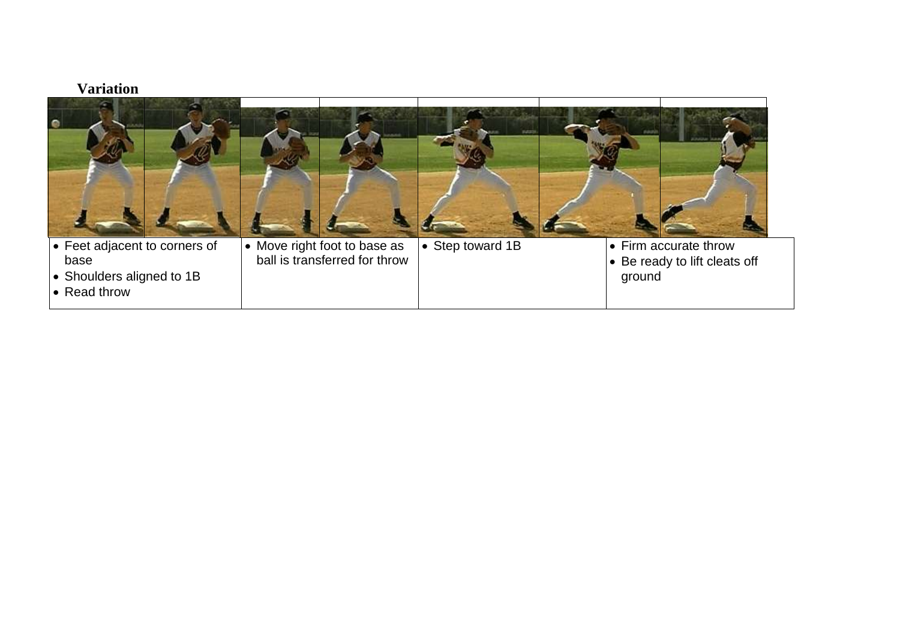**Variation**

| • Feet adjacent to corners of base<br>• Shoulders aligned to 1B<br>• Read throw | • Move right foot to base as ball is transferred for throw | • Step toward 1B | • Firm accurate throw<br>• Be ready to lift cleats off ground |
|---|---|---|---|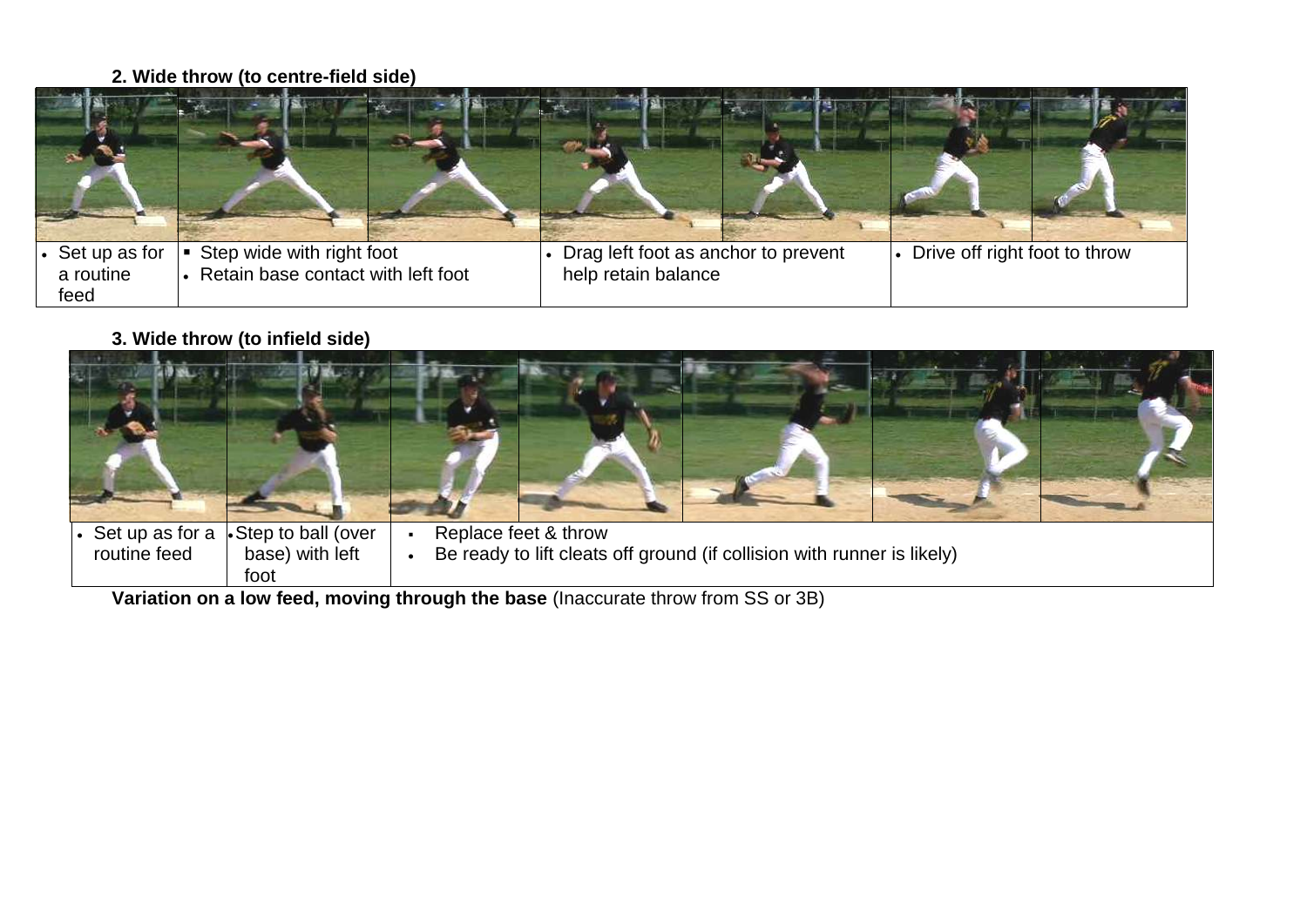**2. Wide throw (to centre-field side)**

| | | | |
|---|---|---|---|
| • Set up as for a routine feed | ▪ Step wide with right foot<br>• Retain base contact with left foot | • Drag left foot as anchor to prevent help retain balance | • Drive off right foot to throw |

**3. Wide throw (to infield side)**

| | | |
|---|---|---|
| • Set up as for a routine feed | • Step to ball (over base) with left foot | ▪ Replace feet & throw<br>• Be ready to lift cleats off ground (if collision with runner is likely) |

**Variation on a low feed, moving through the base** (Inaccurate throw from SS or 3B)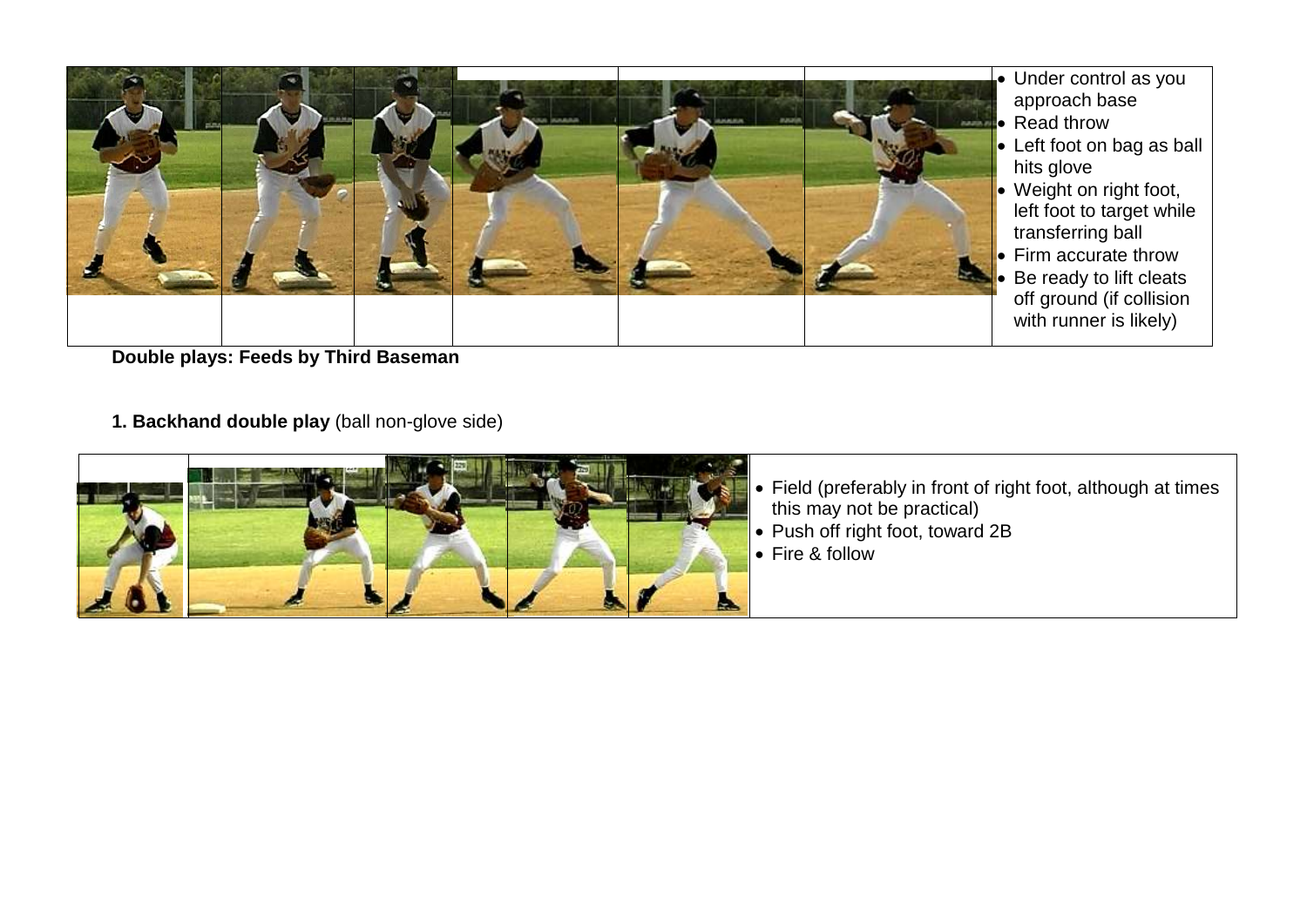- Under control as you approach base
- Read throw
- Left foot on bag as ball hits glove
- Weight on right foot, left foot to target while transferring ball
- Firm accurate throw
- Be ready to lift cleats off ground (if collision with runner is likely)

**Double plays: Feeds by Third Baseman**

**1. Backhand double play** (ball non-glove side)

- Field (preferably in front of right foot, although at times this may not be practical)
- Push off right foot, toward 2B
- Fire & follow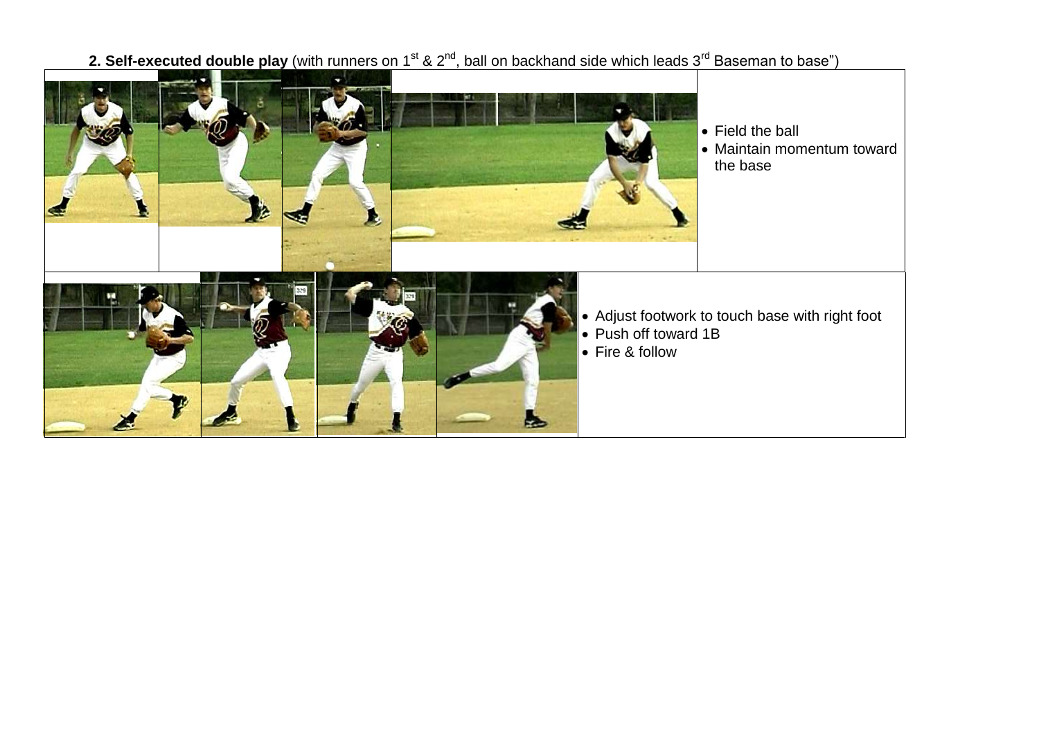**2. Self-executed double play** (with runners on 1st & 2nd, ball on backhand side which leads 3rd Baseman to base")

| | |
|---|---|
| | • Field the ball<br>• Maintain momentum toward the base |
| | • Adjust footwork to touch base with right foot<br>• Push off toward 1B<br>• Fire & follow |